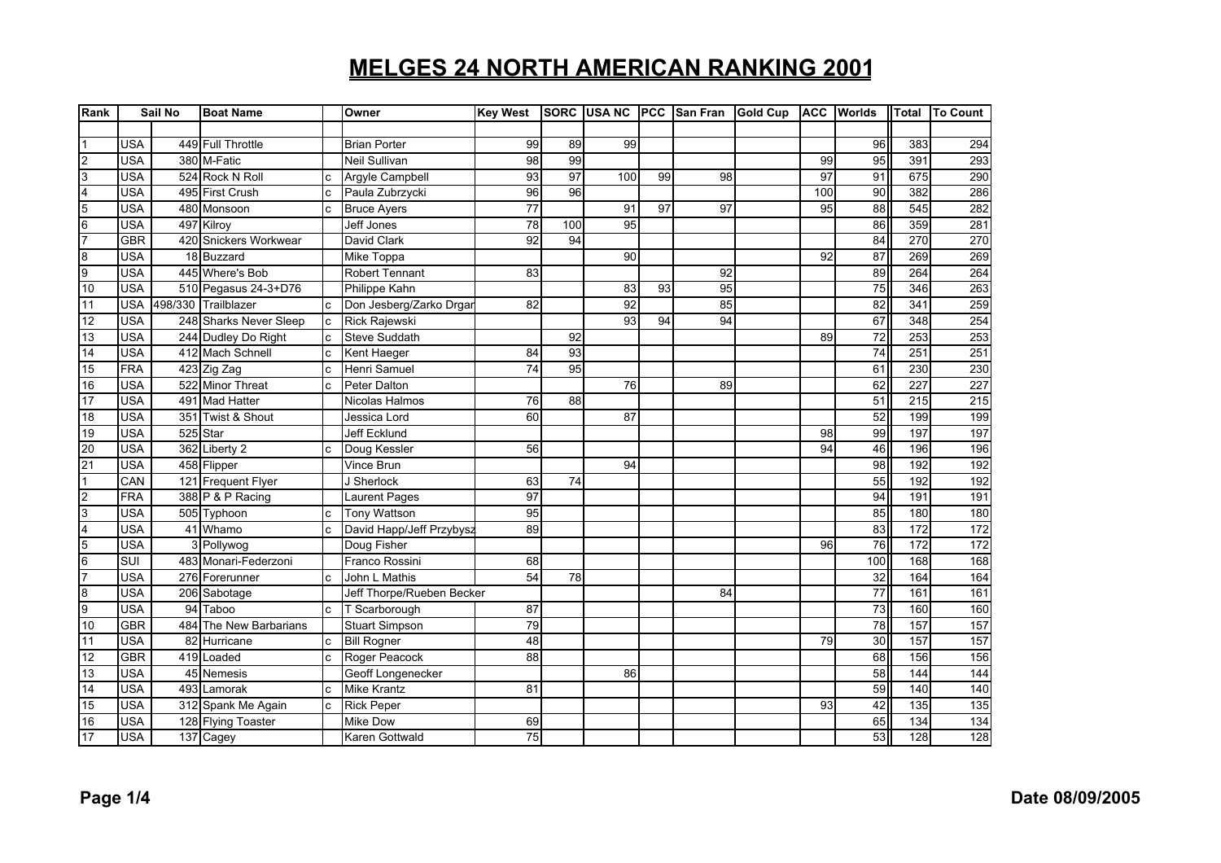# MELGES 24 NORTH AMERICAN RANKING 2001

| Rank | Sail No | | Boat Name | | Owner | Key West | SORC | USA NC | PCC | San Fran | Gold Cup | ACC | Worlds | Total | To Count |
|---|---|---|---|---|---|---|---|---|---|---|---|---|---|---|---|
| 1 | USA | 449 | Full Throttle | | Brian Porter | 99 | 89 | 99 | | | | | 96 | 383 | 294 |
| 2 | USA | 380 | M-Fatic | | Neil Sullivan | 98 | 99 | | | | | 99 | 95 | 391 | 293 |
| 3 | USA | 524 | Rock N Roll | c | Argyle Campbell | 93 | 97 | 100 | 99 | 98 | | 97 | 91 | 675 | 290 |
| 4 | USA | 495 | First Crush | c | Paula Zubrzycki | 96 | 96 | | | | | 100 | 90 | 382 | 286 |
| 5 | USA | 480 | Monsoon | c | Bruce Ayers | 77 | | 91 | 97 | 97 | | 95 | 88 | 545 | 282 |
| 6 | USA | 497 | Kilroy | | Jeff Jones | 78 | 100 | 95 | | | | | 86 | 359 | 281 |
| 7 | GBR | 420 | Snickers Workwear | | David Clark | 92 | 94 | | | | | | 84 | 270 | 270 |
| 8 | USA | 18 | Buzzard | | Mike Toppa | | | 90 | | | | 92 | 87 | 269 | 269 |
| 9 | USA | 445 | Where's Bob | | Robert Tennant | 83 | | | | 92 | | | 89 | 264 | 264 |
| 10 | USA | 510 | Pegasus 24-3+D76 | | Philippe Kahn | | | 83 | 93 | 95 | | | 75 | 346 | 263 |
| 11 | USA | 498/330 | Trailblazer | c | Don Jesberg/Zarko Drgan | 82 | | 92 | | 85 | | | 82 | 341 | 259 |
| 12 | USA | 248 | Sharks Never Sleep | c | Rick Rajewski | | | 93 | 94 | 94 | | | 67 | 348 | 254 |
| 13 | USA | 244 | Dudley Do Right | c | Steve Suddath | | 92 | | | | | 89 | 72 | 253 | 253 |
| 14 | USA | 412 | Mach Schnell | c | Kent Haeger | 84 | 93 | | | | | | 74 | 251 | 251 |
| 15 | FRA | 423 | Zig Zag | c | Henri Samuel | 74 | 95 | | | | | | 61 | 230 | 230 |
| 16 | USA | 522 | Minor Threat | c | Peter Dalton | | | 76 | | 89 | | | 62 | 227 | 227 |
| 17 | USA | 491 | Mad Hatter | | Nicolas Halmos | 76 | 88 | | | | | | 51 | 215 | 215 |
| 18 | USA | 351 | Twist & Shout | | Jessica Lord | 60 | | 87 | | | | | 52 | 199 | 199 |
| 19 | USA | 525 | Star | | Jeff Ecklund | | | | | | | 98 | 99 | 197 | 197 |
| 20 | USA | 362 | Liberty 2 | c | Doug Kessler | 56 | | | | | | 94 | 46 | 196 | 196 |
| 21 | USA | 458 | Flipper | | Vince Brun | | | 94 | | | | | 98 | 192 | 192 |
| 1 | CAN | 121 | Frequent Flyer | | J Sherlock | 63 | 74 | | | | | | 55 | 192 | 192 |
| 2 | FRA | 388 | P & P Racing | | Laurent Pages | 97 | | | | | | | 94 | 191 | 191 |
| 3 | USA | 505 | Typhoon | c | Tony Wattson | 95 | | | | | | | 85 | 180 | 180 |
| 4 | USA | 41 | Whamo | c | David Happ/Jeff Przybysz | 89 | | | | | | | 83 | 172 | 172 |
| 5 | USA | 3 | Pollywog | | Doug Fisher | | | | | | | 96 | 76 | 172 | 172 |
| 6 | SUI | 483 | Monari-Federzoni | | Franco Rossini | 68 | | | | | | | 100 | 168 | 168 |
| 7 | USA | 276 | Forerunner | c | John L Mathis | 54 | 78 | | | | | | 32 | 164 | 164 |
| 8 | USA | 206 | Sabotage | | Jeff Thorpe/Rueben Becker | | | | | 84 | | | 77 | 161 | 161 |
| 9 | USA | 94 | Taboo | c | T Scarborough | 87 | | | | | | | 73 | 160 | 160 |
| 10 | GBR | 484 | The New Barbarians | | Stuart Simpson | 79 | | | | | | | 78 | 157 | 157 |
| 11 | USA | 82 | Hurricane | c | Bill Rogner | 48 | | | | | | 79 | 30 | 157 | 157 |
| 12 | GBR | 419 | Loaded | c | Roger Peacock | 88 | | | | | | | 68 | 156 | 156 |
| 13 | USA | 45 | Nemesis | | Geoff Longenecker | | | 86 | | | | | 58 | 144 | 144 |
| 14 | USA | 493 | Lamorak | c | Mike Krantz | 81 | | | | | | | 59 | 140 | 140 |
| 15 | USA | 312 | Spank Me Again | c | Rick Peper | | | | | | | 93 | 42 | 135 | 135 |
| 16 | USA | 128 | Flying Toaster | | Mike Dow | 69 | | | | | | | 65 | 134 | 134 |
| 17 | USA | 137 | Cagey | | Karen Gottwald | 75 | | | | | | | 53 | 128 | 128 |

Date 08/09/2005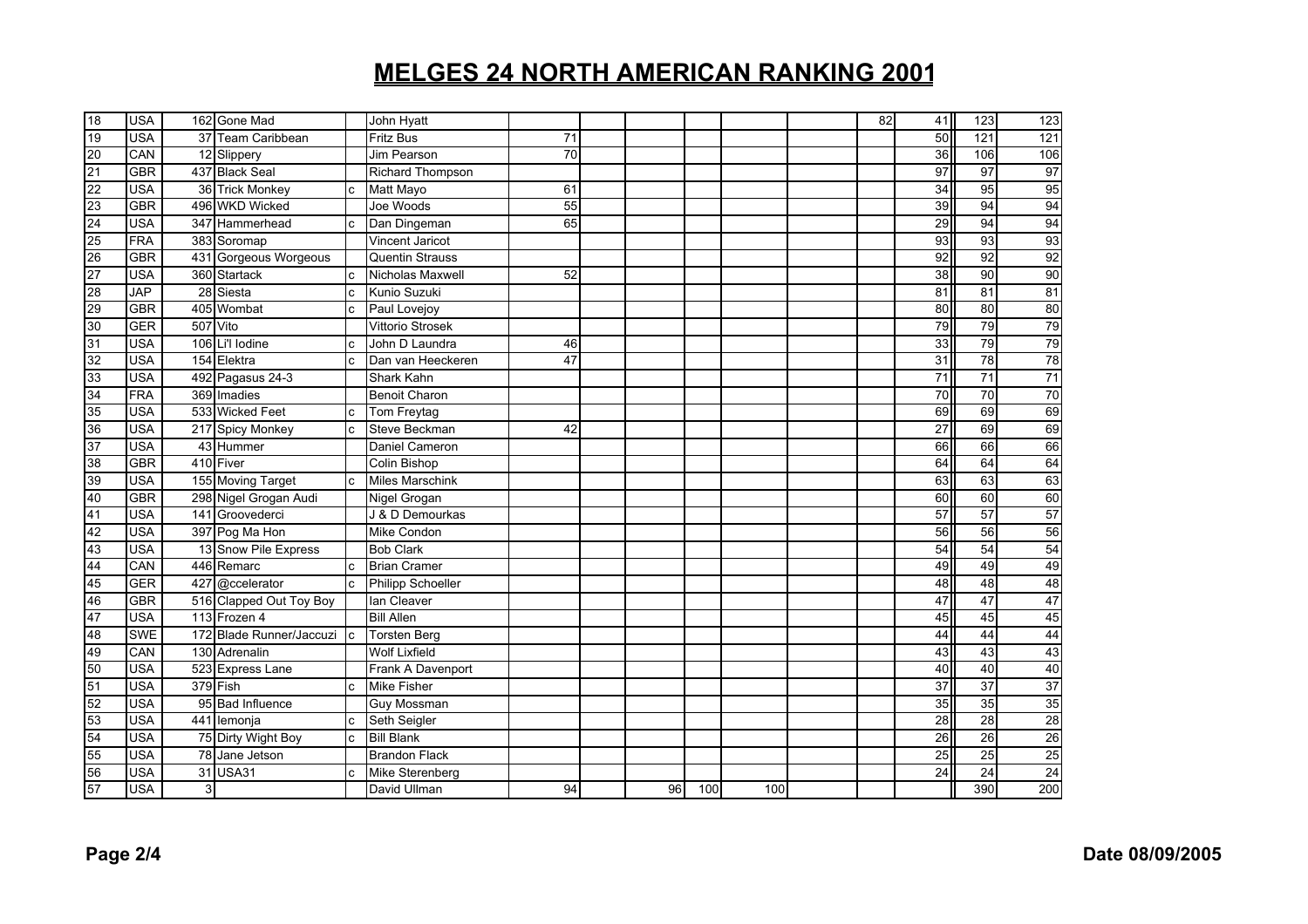# MELGES 24 NORTH AMERICAN RANKING 2001

| | | | | | | | | | | | | | | | |
|---|---|---|---|---|---|---|---|---|---|---|---|---|---|---|---|
| 18 | USA | 162 | Gone Mad | | John Hyatt | | | | | | | 82 | 41 | 123 | 123 |
| 19 | USA | 37 | Team Caribbean | | Fritz Bus | 71 | | | | | | | 50 | 121 | 121 |
| 20 | CAN | 12 | Slippery | | Jim Pearson | 70 | | | | | | | 36 | 106 | 106 |
| 21 | GBR | 437 | Black Seal | | Richard Thompson | | | | | | | | 97 | 97 | 97 |
| 22 | USA | 36 | Trick Monkey | c | Matt Mayo | 61 | | | | | | | 34 | 95 | 95 |
| 23 | GBR | 496 | WKD Wicked | | Joe Woods | 55 | | | | | | | 39 | 94 | 94 |
| 24 | USA | 347 | Hammerhead | c | Dan Dingeman | 65 | | | | | | | 29 | 94 | 94 |
| 25 | FRA | 383 | Soromap | | Vincent Jaricot | | | | | | | | 93 | 93 | 93 |
| 26 | GBR | 431 | Gorgeous Worgeous | | Quentin Strauss | | | | | | | | 92 | 92 | 92 |
| 27 | USA | 360 | Startack | c | Nicholas Maxwell | 52 | | | | | | | 38 | 90 | 90 |
| 28 | JAP | 28 | Siesta | c | Kunio Suzuki | | | | | | | | 81 | 81 | 81 |
| 29 | GBR | 405 | Wombat | c | Paul Lovejoy | | | | | | | | 80 | 80 | 80 |
| 30 | GER | 507 | Vito | | Vittorio Strosek | | | | | | | | 79 | 79 | 79 |
| 31 | USA | 106 | Li'l Iodine | c | John D Laundra | 46 | | | | | | | 33 | 79 | 79 |
| 32 | USA | 154 | Elektra | c | Dan van Heeckeren | 47 | | | | | | | 31 | 78 | 78 |
| 33 | USA | 492 | Pagasus 24-3 | | Shark Kahn | | | | | | | | 71 | 71 | 71 |
| 34 | FRA | 369 | Imadies | | Benoit Charon | | | | | | | | 70 | 70 | 70 |
| 35 | USA | 533 | Wicked Feet | c | Tom Freytag | | | | | | | | 69 | 69 | 69 |
| 36 | USA | 217 | Spicy Monkey | c | Steve Beckman | 42 | | | | | | | 27 | 69 | 69 |
| 37 | USA | 43 | Hummer | | Daniel Cameron | | | | | | | | 66 | 66 | 66 |
| 38 | GBR | 410 | Fiver | | Colin Bishop | | | | | | | | 64 | 64 | 64 |
| 39 | USA | 155 | Moving Target | c | Miles Marschink | | | | | | | | 63 | 63 | 63 |
| 40 | GBR | 298 | Nigel Grogan Audi | | Nigel Grogan | | | | | | | | 60 | 60 | 60 |
| 41 | USA | 141 | Groovederci | | J & D Demourkas | | | | | | | | 57 | 57 | 57 |
| 42 | USA | 397 | Pog Ma Hon | | Mike Condon | | | | | | | | 56 | 56 | 56 |
| 43 | USA | 13 | Snow Pile Express | | Bob Clark | | | | | | | | 54 | 54 | 54 |
| 44 | CAN | 446 | Remarc | c | Brian Cramer | | | | | | | | 49 | 49 | 49 |
| 45 | GER | 427 | @ccelerator | c | Philipp Schoeller | | | | | | | | 48 | 48 | 48 |
| 46 | GBR | 516 | Clapped Out Toy Boy | | Ian Cleaver | | | | | | | | 47 | 47 | 47 |
| 47 | USA | 113 | Frozen 4 | | Bill Allen | | | | | | | | 45 | 45 | 45 |
| 48 | SWE | 172 | Blade Runner/Jaccuzi | c | Torsten Berg | | | | | | | | 44 | 44 | 44 |
| 49 | CAN | 130 | Adrenalin | | Wolf Lixfield | | | | | | | | 43 | 43 | 43 |
| 50 | USA | 523 | Express Lane | | Frank A Davenport | | | | | | | | 40 | 40 | 40 |
| 51 | USA | 379 | Fish | c | Mike Fisher | | | | | | | | 37 | 37 | 37 |
| 52 | USA | 95 | Bad Influence | | Guy Mossman | | | | | | | | 35 | 35 | 35 |
| 53 | USA | 441 | lemonja | c | Seth Seigler | | | | | | | | 28 | 28 | 28 |
| 54 | USA | 75 | Dirty Wight Boy | c | Bill Blank | | | | | | | | 26 | 26 | 26 |
| 55 | USA | 78 | Jane Jetson | | Brandon Flack | | | | | | | | 25 | 25 | 25 |
| 56 | USA | 31 | USA31 | c | Mike Sterenberg | | | | | | | | 24 | 24 | 24 |
| 57 | USA | 3 | | | David Ullman | 94 | | 96 | 100 | 100 | | | | 390 | 200 |

Date 08/09/2005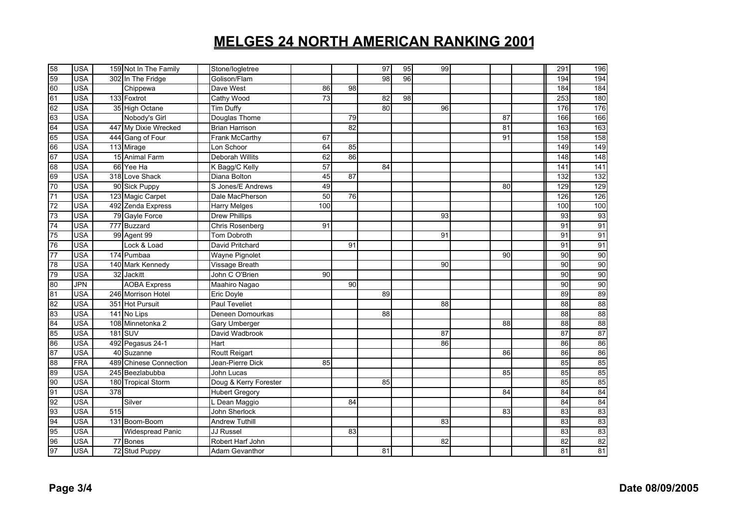# MELGES 24 NORTH AMERICAN RANKING 2001

| | | | | | | | | | | | | | | |
|---|---|---|---|---|---|---|---|---|---|---|---|---|---|---|
| 58 | USA | 159 | Not In The Family | Stone/logletree | | | 97 | 95 | 99 | | | | 291 | 196 |
| 59 | USA | 302 | In The Fridge | Golison/Flam | | | 98 | 96 | | | | | 194 | 194 |
| 60 | USA | | Chippewa | Dave West | 86 | 98 | | | | | | | 184 | 184 |
| 61 | USA | 133 | Foxtrot | Cathy Wood | 73 | | 82 | 98 | | | | | 253 | 180 |
| 62 | USA | 35 | High Octane | Tim Duffy | | | 80 | | 96 | | | | 176 | 176 |
| 63 | USA | | Nobody's Girl | Douglas Thome | | 79 | | | | | 87 | | 166 | 166 |
| 64 | USA | 447 | My Dixie Wrecked | Brian Harrison | | 82 | | | | | 81 | | 163 | 163 |
| 65 | USA | 444 | Gang of Four | Frank McCarthy | 67 | | | | | | 91 | | 158 | 158 |
| 66 | USA | 113 | Mirage | Lon Schoor | 64 | 85 | | | | | | | 149 | 149 |
| 67 | USA | 15 | Animal Farm | Deborah Willits | 62 | 86 | | | | | | | 148 | 148 |
| 68 | USA | 66 | Yee Ha | K Bagg/C Kelly | 57 | | 84 | | | | | | 141 | 141 |
| 69 | USA | 318 | Love Shack | Diana Bolton | 45 | 87 | | | | | | | 132 | 132 |
| 70 | USA | 90 | Sick Puppy | S Jones/E Andrews | 49 | | | | | | 80 | | 129 | 129 |
| 71 | USA | 123 | Magic Carpet | Dale MacPherson | 50 | 76 | | | | | | | 126 | 126 |
| 72 | USA | 492 | Zenda Express | Harry Melges | 100 | | | | | | | | 100 | 100 |
| 73 | USA | 79 | Gayle Force | Drew Phillips | | | | | 93 | | | | 93 | 93 |
| 74 | USA | 777 | Buzzard | Chris Rosenberg | 91 | | | | | | | | 91 | 91 |
| 75 | USA | 99 | Agent 99 | Tom Dobroth | | | | | 91 | | | | 91 | 91 |
| 76 | USA | | Lock & Load | David Pritchard | | 91 | | | | | | | 91 | 91 |
| 77 | USA | 174 | Pumbaa | Wayne Pignolet | | | | | | | 90 | | 90 | 90 |
| 78 | USA | 140 | Mark Kennedy | Vissage Breath | | | | | 90 | | | | 90 | 90 |
| 79 | USA | 32 | Jackitt | John C O'Brien | 90 | | | | | | | | 90 | 90 |
| 80 | JPN | | AOBA Express | Maahiro Nagao | | 90 | | | | | | | 90 | 90 |
| 81 | USA | 246 | Morrison Hotel | Eric Doyle | | | 89 | | | | | | 89 | 89 |
| 82 | USA | 351 | Hot Pursuit | Paul Teveliet | | | | | 88 | | | | 88 | 88 |
| 83 | USA | 141 | No Lips | Deneen Domourkas | | | 88 | | | | | | 88 | 88 |
| 84 | USA | 108 | Minnetonka 2 | Gary Umberger | | | | | | | 88 | | 88 | 88 |
| 85 | USA | 181 | SUV | David Wadbrook | | | | | 87 | | | | 87 | 87 |
| 86 | USA | 492 | Pegasus 24-1 | Hart | | | | | 86 | | | | 86 | 86 |
| 87 | USA | 40 | Suzanne | Routt Reigart | | | | | | | 86 | | 86 | 86 |
| 88 | FRA | 489 | Chinese Connection | Jean-Pierre Dick | 85 | | | | | | | | 85 | 85 |
| 89 | USA | 245 | Beezlabubba | John Lucas | | | | | | | 85 | | 85 | 85 |
| 90 | USA | 180 | Tropical Storm | Doug & Kerry Forester | | | 85 | | | | | | 85 | 85 |
| 91 | USA | 378 | | Hubert Gregory | | | | | | | 84 | | 84 | 84 |
| 92 | USA | | Silver | L Dean Maggio | | 84 | | | | | | | 84 | 84 |
| 93 | USA | 515 | | John Sherlock | | | | | | | 83 | | 83 | 83 |
| 94 | USA | 131 | Boom-Boom | Andrew Tuthill | | | | | 83 | | | | 83 | 83 |
| 95 | USA | | Widespread Panic | JJ Russel | | 83 | | | | | | | 83 | 83 |
| 96 | USA | 77 | Bones | Robert Harf John | | | | | 82 | | | | 82 | 82 |
| 97 | USA | 72 | Stud Puppy | Adam Gevanthor | | | 81 | | | | | | 81 | 81 |

Date 08/09/2005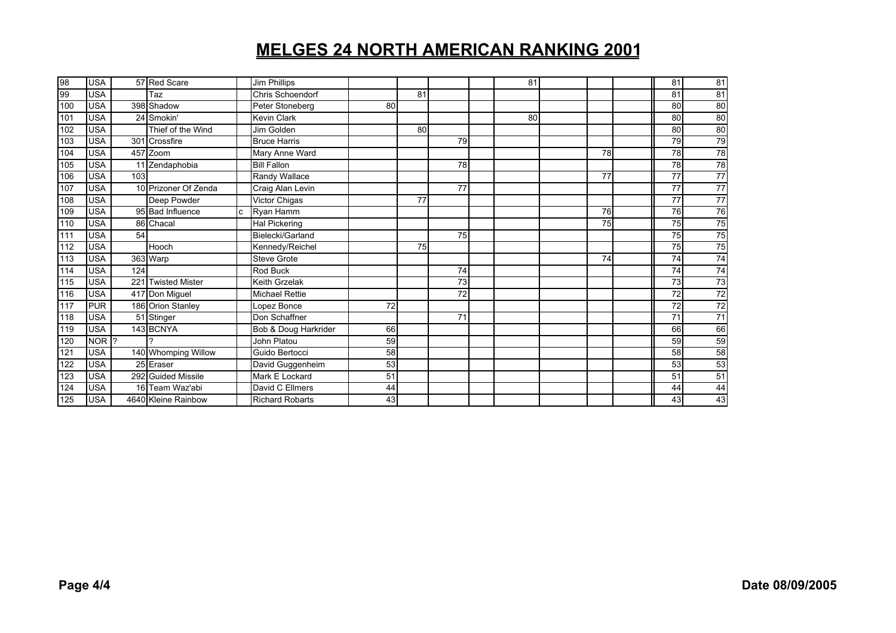# MELGES 24 NORTH AMERICAN RANKING 2001

| | | | | | | | | | | | | | | | |
|---|---|---|---|---|---|---|---|---|---|---|---|---|---|---|---|
| 98 | USA | 57 | Red Scare | | Jim Phillips | | | | | 81 | | | | 81 | 81 |
| 99 | USA | | Taz | | Chris Schoendorf | | 81 | | | | | | | 81 | 81 |
| 100 | USA | 398 | Shadow | | Peter Stoneberg | 80 | | | | | | | | 80 | 80 |
| 101 | USA | 24 | Smokin' | | Kevin Clark | | | | | 80 | | | | 80 | 80 |
| 102 | USA | | Thief of the Wind | | Jim Golden | | 80 | | | | | | | 80 | 80 |
| 103 | USA | 301 | Crossfire | | Bruce Harris | | | 79 | | | | | | 79 | 79 |
| 104 | USA | 457 | Zoom | | Mary Anne Ward | | | | | | | 78 | | 78 | 78 |
| 105 | USA | 11 | Zendaphobia | | Bill Fallon | | | 78 | | | | | | 78 | 78 |
| 106 | USA | 103 | | | Randy Wallace | | | | | | | 77 | | 77 | 77 |
| 107 | USA | 10 | Prizoner Of Zenda | | Craig Alan Levin | | | 77 | | | | | | 77 | 77 |
| 108 | USA | | Deep Powder | | Victor Chigas | | 77 | | | | | | | 77 | 77 |
| 109 | USA | 95 | Bad Influence | c | Ryan Hamm | | | | | | | 76 | | 76 | 76 |
| 110 | USA | 86 | Chacal | | Hal Pickering | | | | | | | 75 | | 75 | 75 |
| 111 | USA | 54 | | | Bielecki/Garland | | | 75 | | | | | | 75 | 75 |
| 112 | USA | | Hooch | | Kennedy/Reichel | | 75 | | | | | | | 75 | 75 |
| 113 | USA | 363 | Warp | | Steve Grote | | | | | | | 74 | | 74 | 74 |
| 114 | USA | 124 | | | Rod Buck | | | 74 | | | | | | 74 | 74 |
| 115 | USA | 221 | Twisted Mister | | Keith Grzelak | | | 73 | | | | | | 73 | 73 |
| 116 | USA | 417 | Don Miguel | | Michael Rettie | | | 72 | | | | | | 72 | 72 |
| 117 | PUR | 186 | Orion Stanley | | Lopez Bonce | 72 | | | | | | | | 72 | 72 |
| 118 | USA | 51 | Stinger | | Don Schaffner | | | 71 | | | | | | 71 | 71 |
| 119 | USA | 143 | BCNYA | | Bob & Doug Harkrider | 66 | | | | | | | | 66 | 66 |
| 120 | NOR | ? | ? | | John Platou | 59 | | | | | | | | 59 | 59 |
| 121 | USA | 140 | Whomping Willow | | Guido Bertocci | 58 | | | | | | | | 58 | 58 |
| 122 | USA | 25 | Eraser | | David Guggenheim | 53 | | | | | | | | 53 | 53 |
| 123 | USA | 292 | Guided Missile | | Mark E Lockard | 51 | | | | | | | | 51 | 51 |
| 124 | USA | 16 | Team Waz'abi | | David C Ellmers | 44 | | | | | | | | 44 | 44 |
| 125 | USA | 4640 | Kleine Rainbow | | Richard Robarts | 43 | | | | | | | | 43 | 43 |